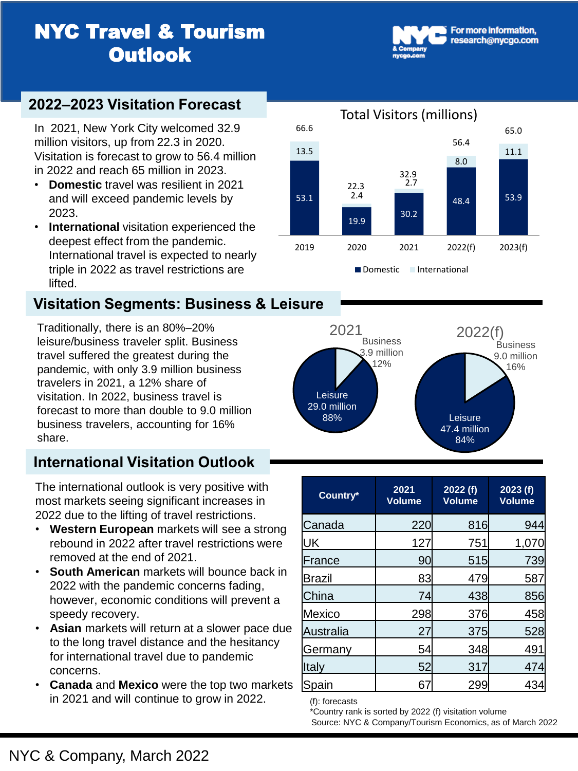# NYC Travel & Tourism Outlook

For more information, research@nycgo.com

## 2022–2023 Visitation Forecast

In 2021, New York City welcomed 32.9 million visitors, up from 22.3 in 2020. Visitation is forecast to grow to 56.4 million in 2022 and reach 65 million in 2023.

- **Domestic** travel was resilient in 2021 and will exceed pandemic levels by 2023.
- **International** visitation experienced the deepest effect from the pandemic. International travel is expected to nearly triple in 2022 as travel restrictions are lifted.

Total Visitors (millions)

| Year | Domestic | International | Total |
|---|---|---|---|
| 2019 | 53.1 | 13.5 | 66.6 |
| 2020 | 19.9 | 2.4 | 22.3 |
| 2021 | 30.2 | 2.7 | 32.9 |
| 2022(f) | 48.4 | 8.0 | 56.4 |
| 2023(f) | 53.9 | 11.1 | 65.0 |

## Visitation Segments: Business & Leisure

Traditionally, there is an 80%–20% leisure/business traveler split. Business travel suffered the greatest during the pandemic, with only 3.9 million business travelers in 2021, a 12% share of visitation. In 2022, business travel is forecast to more than double to 9.0 million business travelers, accounting for 16% share.

| Segment | 2021 | 2022(f) |
|---|---|---|
| Business | 3.9 million (12%) | 9.0 million (16%) |
| Leisure | 29.0 million (88%) | 47.4 million (84%) |

## International Visitation Outlook

The international outlook is very positive with most markets seeing significant increases in 2022 due to the lifting of travel restrictions.

- **Western European** markets will see a strong rebound in 2022 after travel restrictions were removed at the end of 2021.
- **South American** markets will bounce back in 2022 with the pandemic concerns fading, however, economic conditions will prevent a speedy recovery.
- **Asian** markets will return at a slower pace due to the long travel distance and the hesitancy for international travel due to pandemic concerns.
- **Canada** and **Mexico** were the top two markets in 2021 and will continue to grow in 2022.

| Country* | 2021 Volume | 2022 (f) Volume | 2023 (f) Volume |
|---|---|---|---|
| Canada | 220 | 816 | 944 |
| UK | 127 | 751 | 1,070 |
| France | 90 | 515 | 739 |
| Brazil | 83 | 479 | 587 |
| China | 74 | 438 | 856 |
| Mexico | 298 | 376 | 458 |
| Australia | 27 | 375 | 528 |
| Germany | 54 | 348 | 491 |
| Italy | 52 | 317 | 474 |
| Spain | 67 | 299 | 434 |

(f): forecasts
*Country rank is sorted by 2022 (f) visitation volume
Source: NYC & Company/Tourism Economics, as of March 2022

NYC & Company, March 2022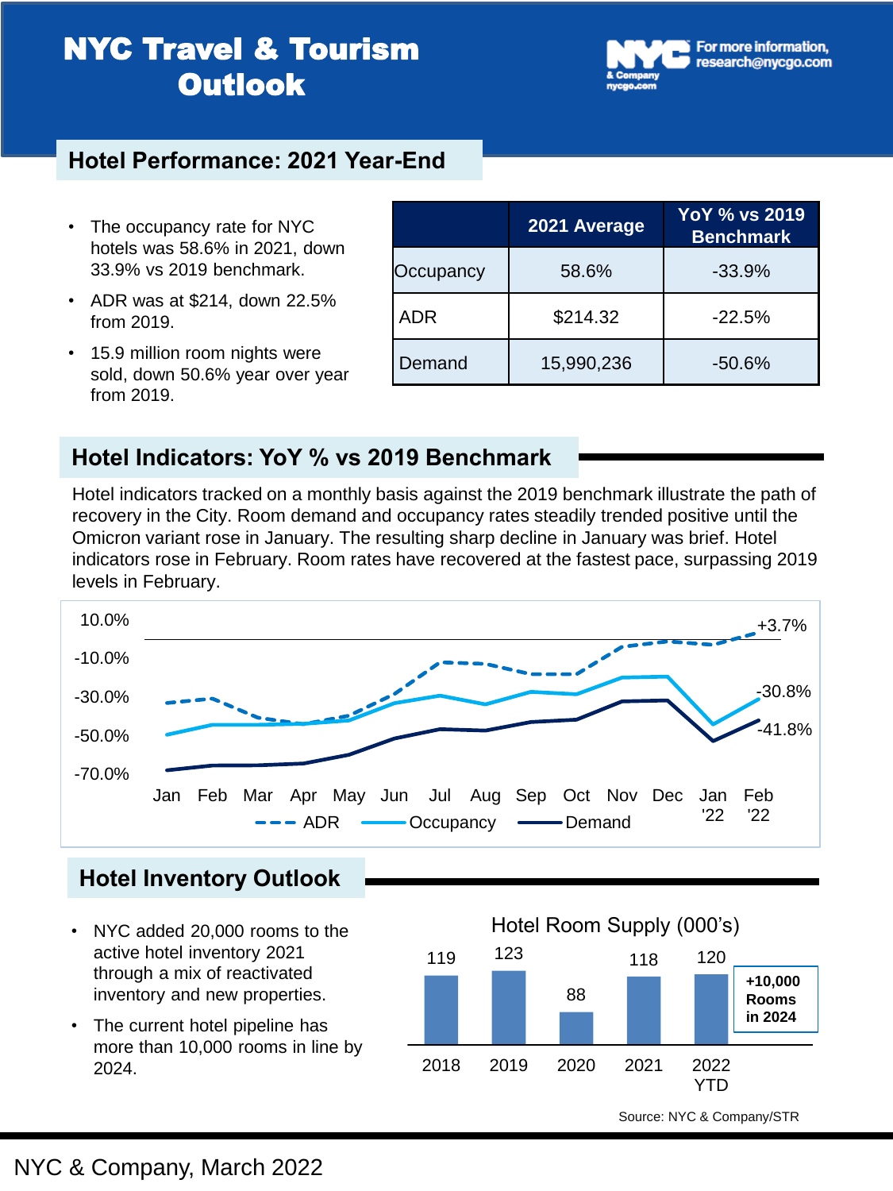# NYC Travel & Tourism Outlook

For more information, research@nycgo.com

## Hotel Performance: 2021 Year-End

- The occupancy rate for NYC hotels was 58.6% in 2021, down 33.9% vs 2019 benchmark.
- ADR was at $214, down 22.5% from 2019.
- 15.9 million room nights were sold, down 50.6% year over year from 2019.

| | 2021 Average | YoY % vs 2019 Benchmark |
|---|---|---|
| Occupancy | 58.6% | -33.9% |
| ADR | $214.32 | -22.5% |
| Demand | 15,990,236 | -50.6% |

## Hotel Indicators: YoY % vs 2019 Benchmark

Hotel indicators tracked on a monthly basis against the 2019 benchmark illustrate the path of recovery in the City. Room demand and occupancy rates steadily trended positive until the Omicron variant rose in January. The resulting sharp decline in January was brief. Hotel indicators rose in February. Room rates have recovered at the fastest pace, surpassing 2019 levels in February.

10.0%
-10.0%
-30.0%
-50.0%
-70.0%

Jan Feb Mar Apr May Jun Jul Aug Sep Oct Nov Dec Jan '22 Feb '22

+3.7%
-30.8%
-41.8%

ADR Occupancy Demand

## Hotel Inventory Outlook

- NYC added 20,000 rooms to the active hotel inventory 2021 through a mix of reactivated inventory and new properties.
- The current hotel pipeline has more than 10,000 rooms in line by 2024.

Hotel Room Supply (000's)

119 123 88 118 120

2018 2019 2020 2021 2022 YTD

+10,000 Rooms in 2024

Source: NYC & Company/STR

NYC & Company, March 2022